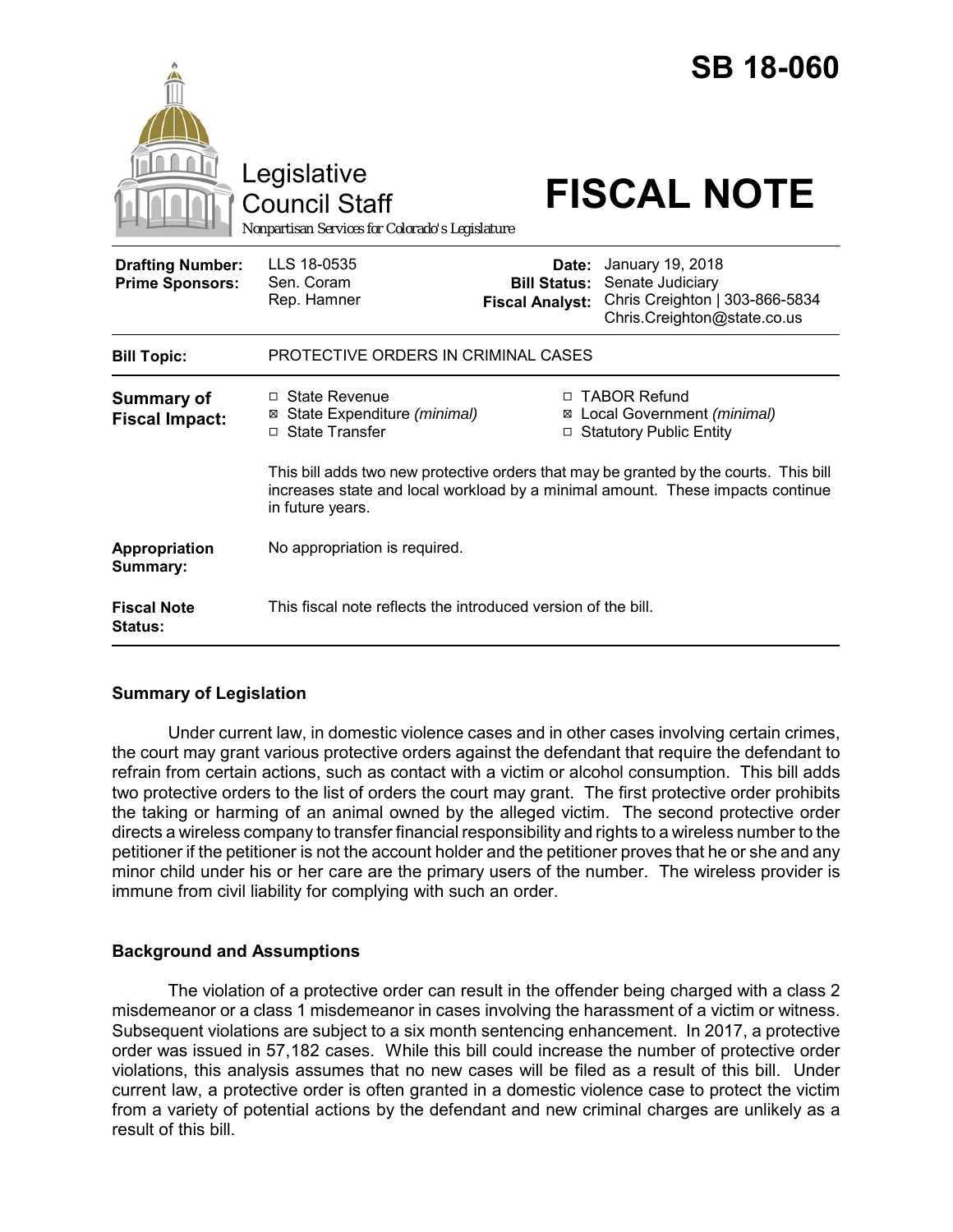# SB 18-060

Legislative Council Staff

*Nonpartisan Services for Colorado's Legislature*

# FISCAL NOTE

| | | | |
|---|---|---|---|
| **Drafting Number:** | LLS 18-0535 | **Date:** | January 19, 2018 |
| **Prime Sponsors:** | Sen. Coram | **Bill Status:** | Senate Judiciary |
| | Rep. Hamner | **Fiscal Analyst:** | Chris Creighton \| 303-866-5834 |
| | | | Chris.Creighton@state.co.us |

| | |
|---|---|
| **Bill Topic:** | PROTECTIVE ORDERS IN CRIMINAL CASES |
| **Summary of Fiscal Impact:** | ☐ State Revenue<br>☒ State Expenditure *(minimal)*<br>☐ State Transfer<br>☐ TABOR Refund<br>☒ Local Government *(minimal)*<br>☐ Statutory Public Entity<br><br>This bill adds two new protective orders that may be granted by the courts. This bill increases state and local workload by a minimal amount. These impacts continue in future years. |
| **Appropriation Summary:** | No appropriation is required. |
| **Fiscal Note Status:** | This fiscal note reflects the introduced version of the bill. |

## Summary of Legislation

Under current law, in domestic violence cases and in other cases involving certain crimes, the court may grant various protective orders against the defendant that require the defendant to refrain from certain actions, such as contact with a victim or alcohol consumption. This bill adds two protective orders to the list of orders the court may grant. The first protective order prohibits the taking or harming of an animal owned by the alleged victim. The second protective order directs a wireless company to transfer financial responsibility and rights to a wireless number to the petitioner if the petitioner is not the account holder and the petitioner proves that he or she and any minor child under his or her care are the primary users of the number. The wireless provider is immune from civil liability for complying with such an order.

## Background and Assumptions

The violation of a protective order can result in the offender being charged with a class 2 misdemeanor or a class 1 misdemeanor in cases involving the harassment of a victim or witness. Subsequent violations are subject to a six month sentencing enhancement. In 2017, a protective order was issued in 57,182 cases. While this bill could increase the number of protective order violations, this analysis assumes that no new cases will be filed as a result of this bill. Under current law, a protective order is often granted in a domestic violence case to protect the victim from a variety of potential actions by the defendant and new criminal charges are unlikely as a result of this bill.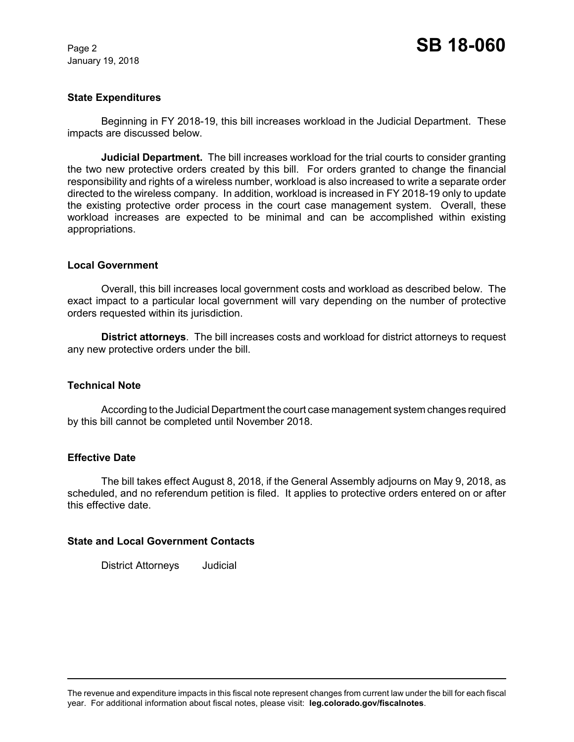## State Expenditures

Beginning in FY 2018-19, this bill increases workload in the Judicial Department. These impacts are discussed below.

**Judicial Department.** The bill increases workload for the trial courts to consider granting the two new protective orders created by this bill. For orders granted to change the financial responsibility and rights of a wireless number, workload is also increased to write a separate order directed to the wireless company. In addition, workload is increased in FY 2018-19 only to update the existing protective order process in the court case management system. Overall, these workload increases are expected to be minimal and can be accomplished within existing appropriations.

## Local Government

Overall, this bill increases local government costs and workload as described below. The exact impact to a particular local government will vary depending on the number of protective orders requested within its jurisdiction.

**District attorneys**. The bill increases costs and workload for district attorneys to request any new protective orders under the bill.

## Technical Note

According to the Judicial Department the court case management system changes required by this bill cannot be completed until November 2018.

## Effective Date

The bill takes effect August 8, 2018, if the General Assembly adjourns on May 9, 2018, as scheduled, and no referendum petition is filed. It applies to protective orders entered on or after this effective date.

## State and Local Government Contacts

District Attorneys Judicial

The revenue and expenditure impacts in this fiscal note represent changes from current law under the bill for each fiscal year. For additional information about fiscal notes, please visit: **leg.colorado.gov/fiscalnotes**.